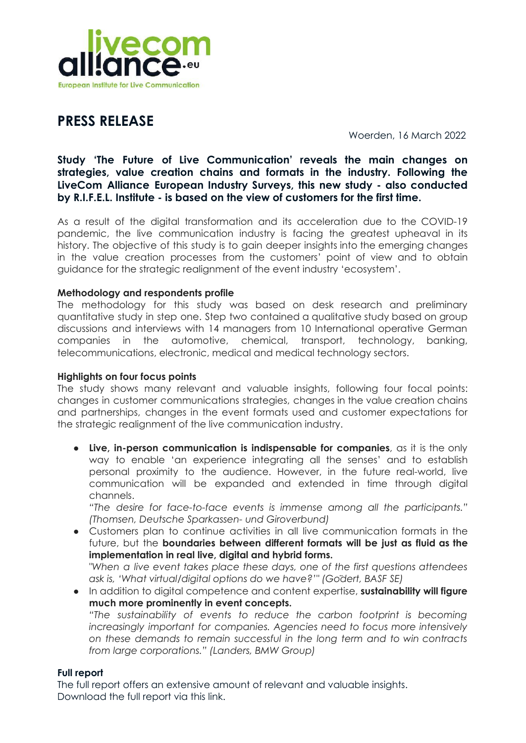livecom alliance.eu
European Institute for Live Communication

# PRESS RELEASE

Woerden, 16 March 2022

**Study 'The Future of Live Communication' reveals the main changes on strategies, value creation chains and formats in the industry. Following the LiveCom Alliance European Industry Surveys, this new study - also conducted by R.I.F.E.L. Institute - is based on the view of customers for the first time.**

As a result of the digital transformation and its acceleration due to the COVID-19 pandemic, the live communication industry is facing the greatest upheaval in its history. The objective of this study is to gain deeper insights into the emerging changes in the value creation processes from the customers' point of view and to obtain guidance for the strategic realignment of the event industry 'ecosystem'.

**Methodology and respondents profile**

The methodology for this study was based on desk research and preliminary quantitative study in step one. Step two contained a qualitative study based on group discussions and interviews with 14 managers from 10 International operative German companies in the automotive, chemical, transport, technology, banking, telecommunications, electronic, medical and medical technology sectors.

**Highlights on four focus points**

The study shows many relevant and valuable insights, following four focal points: changes in customer communications strategies, changes in the value creation chains and partnerships, changes in the event formats used and customer expectations for the strategic realignment of the live communication industry.

- **Live, in-person communication is indispensable for companies**, as it is the only way to enable 'an experience integrating all the senses' and to establish personal proximity to the audience. However, in the future real-world, live communication will be expanded and extended in time through digital channels.
  *"The desire for face-to-face events is immense among all the participants." (Thomsen, Deutsche Sparkassen- und Giroverbund)*
- Customers plan to continue activities in all live communication formats in the future, but the **boundaries between different formats will be just as fluid as the implementation in real live, digital and hybrid forms.**
  *"When a live event takes place these days, one of the first questions attendees ask is, 'What virtual/digital options do we have?'" (Gödert, BASF SE)*
- In addition to digital competence and content expertise, **sustainability will figure much more prominently in event concepts.**
  *"The sustainability of events to reduce the carbon footprint is becoming increasingly important for companies. Agencies need to focus more intensively on these demands to remain successful in the long term and to win contracts from large corporations." (Landers, BMW Group)*

**Full report**

The full report offers an extensive amount of relevant and valuable insights.
Download the full report via this link.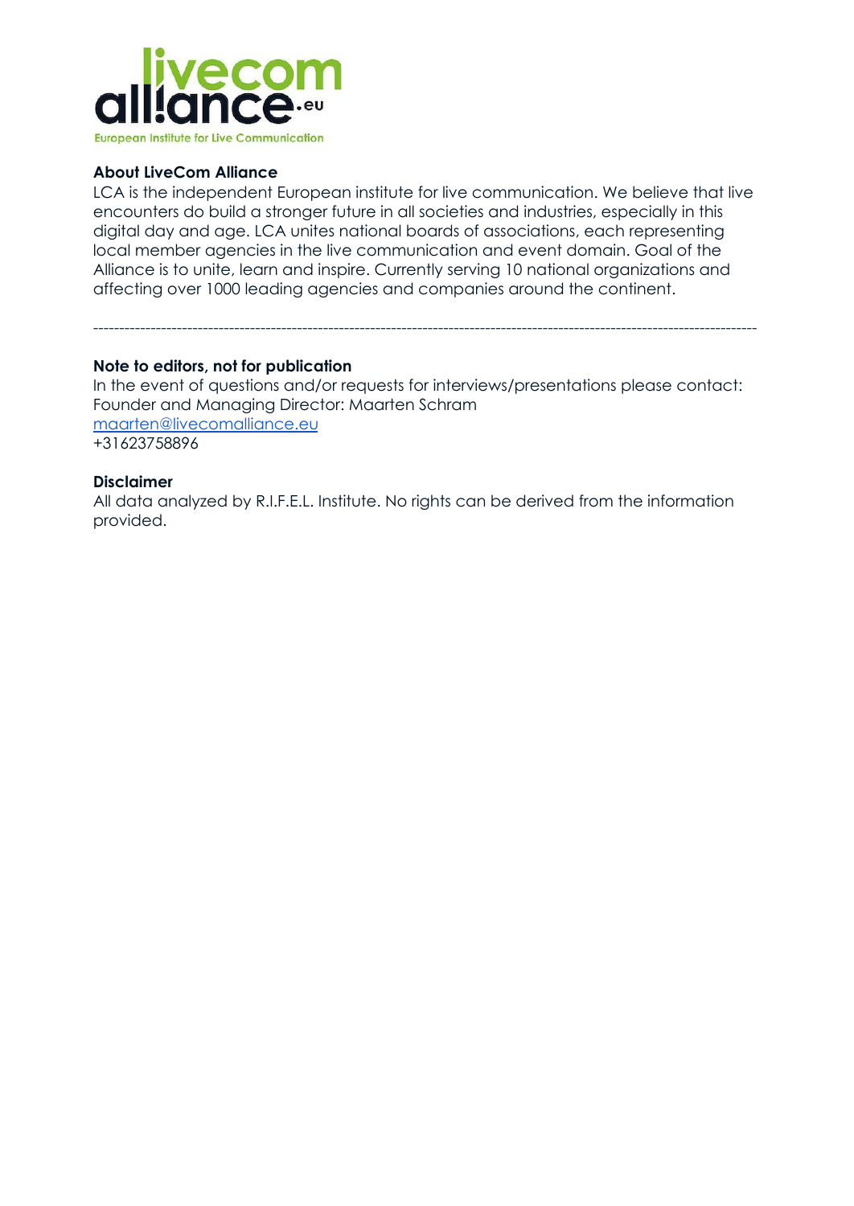livecom alliance.eu

European Institute for Live Communication

**About LiveCom Alliance**
LCA is the independent European institute for live communication. We believe that live encounters do build a stronger future in all societies and industries, especially in this digital day and age. LCA unites national boards of associations, each representing local member agencies in the live communication and event domain. Goal of the Alliance is to unite, learn and inspire. Currently serving 10 national organizations and affecting over 1000 leading agencies and companies around the continent.

---

**Note to editors, not for publication**
In the event of questions and/or requests for interviews/presentations please contact:
Founder and Managing Director: Maarten Schram
maarten@livecomalliance.eu
+31623758896

**Disclaimer**
All data analyzed by R.I.F.E.L. Institute. No rights can be derived from the information provided.